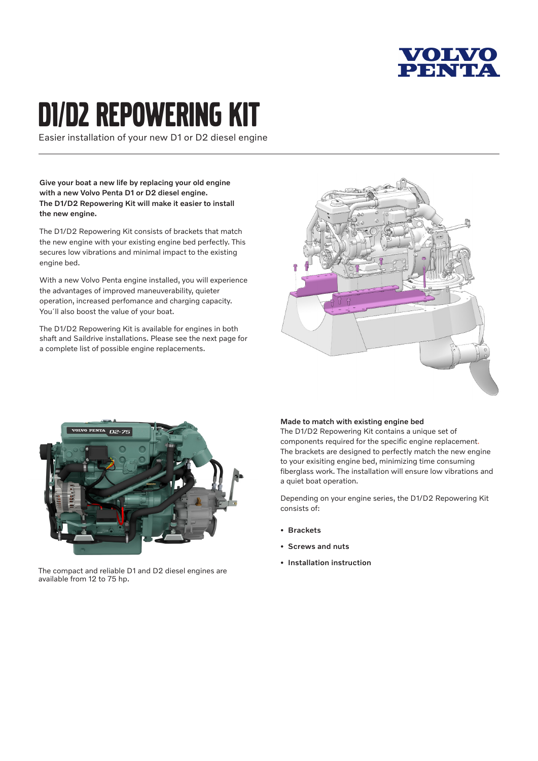# D1/D2 REPOWERING KIT

Easier installation of your new D1 or D2 diesel engine

**Give your boat a new life by replacing your old engine with a new Volvo Penta D1 or D2 diesel engine. The D1/D2 Repowering Kit will make it easier to install the new engine.**

The D1/D2 Repowering Kit consists of brackets that match the new engine with your existing engine bed perfectly. This secures low vibrations and minimal impact to the existing engine bed.

With a new Volvo Penta engine installed, you will experience the advantages of improved maneuverability, quieter operation, increased perfomance and charging capacity. You´ll also boost the value of your boat.

The D1/D2 Repowering Kit is available for engines in both shaft and Saildrive installations. Please see the next page for a complete list of possible engine replacements.

The compact and reliable D1 and D2 diesel engines are available from 12 to 75 hp.

**Made to match with existing engine bed**

The D1/D2 Repowering Kit contains a unique set of components required for the specific engine replacement. The brackets are designed to perfectly match the new engine to your exisiting engine bed, minimizing time consuming fiberglass work. The installation will ensure low vibrations and a quiet boat operation.

Depending on your engine series, the D1/D2 Repowering Kit consists of:

- **Brackets**
- **Screws and nuts**
- **Installation instruction**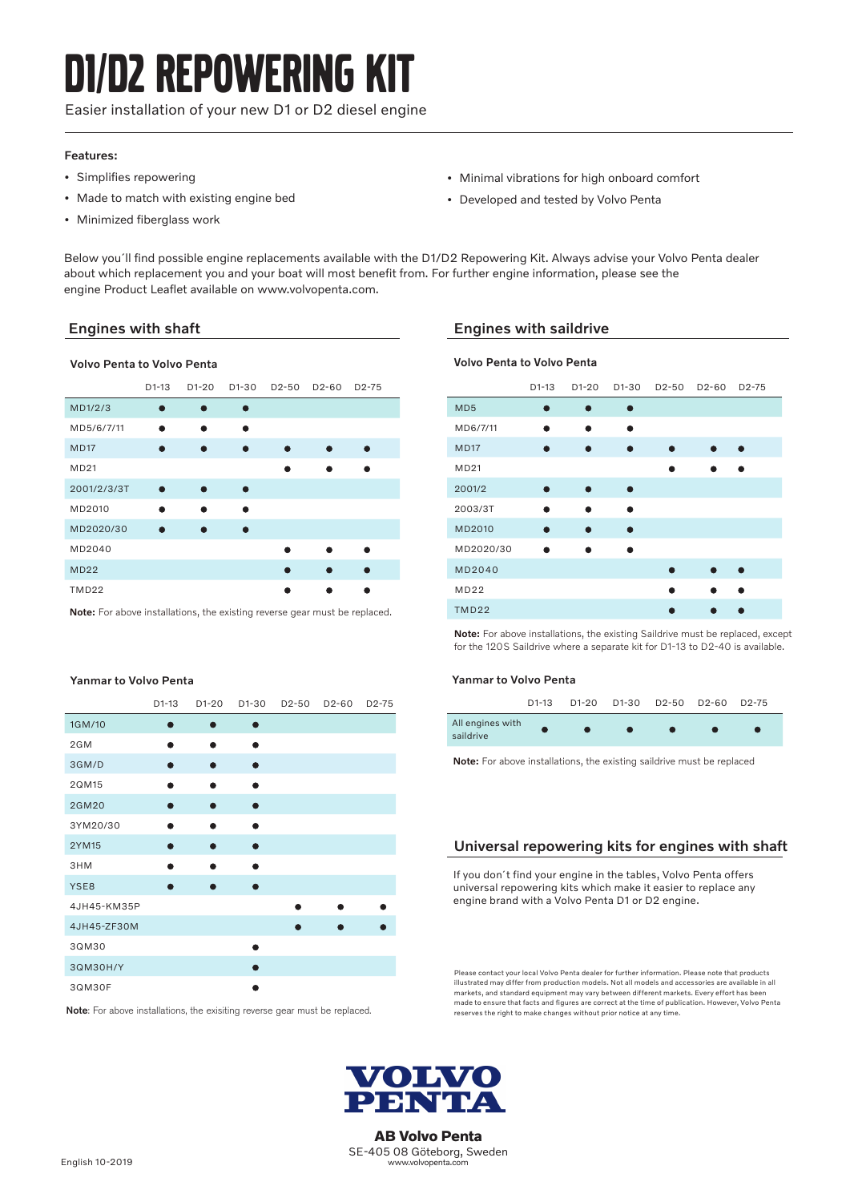# D1/D2 REPOWERING KIT

Easier installation of your new D1 or D2 diesel engine

**Features:**

- Simplifies repowering
- Made to match with existing engine bed
- Minimized fiberglass work
- Minimal vibrations for high onboard comfort
- Developed and tested by Volvo Penta

Below you´ll find possible engine replacements available with the D1/D2 Repowering Kit. Always advise your Volvo Penta dealer about which replacement you and your boat will most benefit from. For further engine information, please see the engine Product Leaflet available on www.volvopenta.com.

## Engines with shaft

### Volvo Penta to Volvo Penta

| | D1-13 | D1-20 | D1-30 | D2-50 | D2-60 | D2-75 |
|---|---|---|---|---|---|---|
| MD1/2/3 | ● | ● | ● | | | |
| MD5/6/7/11 | ● | ● | ● | | | |
| MD17 | ● | ● | ● | ● | ● | ● |
| MD21 | | | | ● | ● | ● |
| 2001/2/3/3T | ● | ● | ● | | | |
| MD2010 | ● | ● | ● | | | |
| MD2020/30 | ● | ● | ● | | | |
| MD2040 | | | | ● | ● | ● |
| MD22 | | | | ● | ● | ● |
| TMD22 | | | | ● | ● | ● |

**Note:** For above installations, the existing reverse gear must be replaced.

### Yanmar to Volvo Penta

| | D1-13 | D1-20 | D1-30 | D2-50 | D2-60 | D2-75 |
|---|---|---|---|---|---|---|
| 1GM/10 | ● | ● | ● | | | |
| 2GM | ● | ● | ● | | | |
| 3GM/D | ● | ● | ● | | | |
| 2QM15 | ● | ● | ● | | | |
| 2GM20 | ● | ● | ● | | | |
| 3YM20/30 | ● | ● | ● | | | |
| 2YM15 | ● | ● | ● | | | |
| 3HM | ● | ● | ● | | | |
| YSE8 | ● | ● | ● | | | |
| 4JH45-KM35P | | | | ● | ● | ● |
| 4JH45-ZF30M | | | | ● | ● | ● |
| 3QM30 | | | ● | | | |
| 3QM30H/Y | | | ● | | | |
| 3QM30F | | | ● | | | |

**Note**: For above installations, the exisiting reverse gear must be replaced.

## Engines with saildrive

### Volvo Penta to Volvo Penta

| | D1-13 | D1-20 | D1-30 | D2-50 | D2-60 | D2-75 |
|---|---|---|---|---|---|---|
| MD5 | ● | ● | ● | | | |
| MD6/7/11 | ● | ● | ● | | | |
| MD17 | ● | ● | ● | ● | ● | ● |
| MD21 | | | | ● | ● | ● |
| 2001/2 | ● | ● | ● | | | |
| 2003/3T | ● | ● | ● | | | |
| MD2010 | ● | ● | ● | | | |
| MD2020/30 | ● | ● | ● | | | |
| MD2040 | | | | ● | ● | ● |
| MD22 | | | | ● | ● | ● |
| TMD22 | | | | ● | ● | ● |

**Note:** For above installations, the existing Saildrive must be replaced, except for the 120S Saildrive where a separate kit for D1-13 to D2-40 is available.

### Yanmar to Volvo Penta

| | D1-13 | D1-20 | D1-30 | D2-50 | D2-60 | D2-75 |
|---|---|---|---|---|---|---|
| All engines with saildrive | ● | ● | ● | ● | ● | ● |

**Note:** For above installations, the existing saildrive must be replaced

## Universal repowering kits for engines with shaft

If you don´t find your engine in the tables, Volvo Penta offers universal repowering kits which make it easier to replace any engine brand with a Volvo Penta D1 or D2 engine.

Please contact your local Volvo Penta dealer for further information. Please note that products illustrated may differ from production models. Not all models and accessories are available in all markets, and standard equipment may vary between different markets. Every effort has been made to ensure that facts and figures are correct at the time of publication. However, Volvo Penta reserves the right to make changes without prior notice at any time.

VOLVO PENTA

**AB Volvo Penta**
SE-405 08 Göteborg, Sweden
www.volvopenta.com

English 10-2019